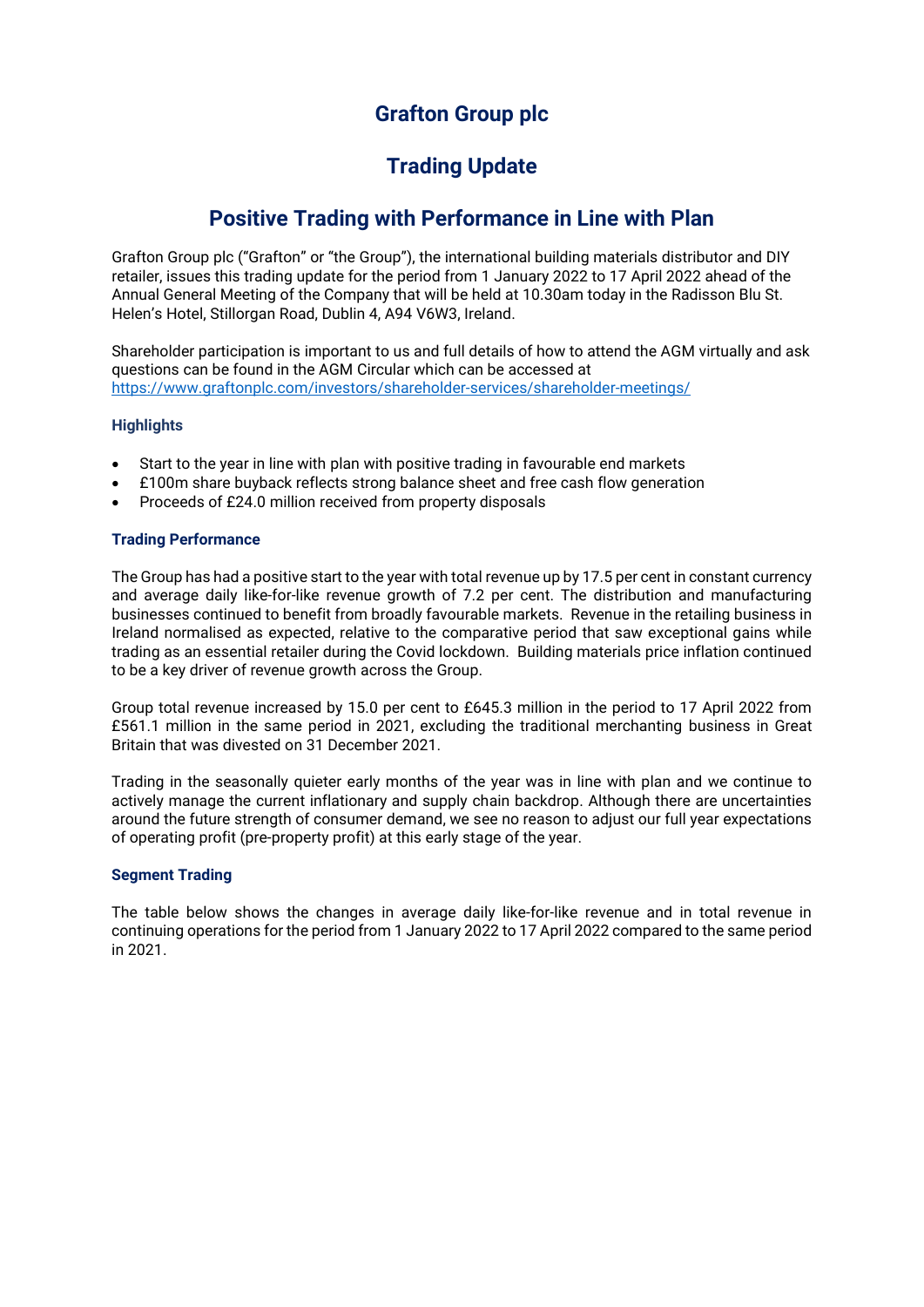# Grafton Group plc

## Trading Update

## Positive Trading with Performance in Line with Plan

Grafton Group plc ("Grafton" or "the Group"), the international building materials distributor and DIY retailer, issues this trading update for the period from 1 January 2022 to 17 April 2022 ahead of the Annual General Meeting of the Company that will be held at 10.30am today in the Radisson Blu St. Helen's Hotel, Stillorgan Road, Dublin 4, A94 V6W3, Ireland.

Shareholder participation is important to us and full details of how to attend the AGM virtually and ask questions can be found in the AGM Circular which can be accessed at https://www.graftonplc.com/investors/shareholder-services/shareholder-meetings/

### Highlights

- Start to the year in line with plan with positive trading in favourable end markets
- £100m share buyback reflects strong balance sheet and free cash flow generation
- Proceeds of £24.0 million received from property disposals

### Trading Performance

The Group has had a positive start to the year with total revenue up by 17.5 per cent in constant currency and average daily like-for-like revenue growth of 7.2 per cent. The distribution and manufacturing businesses continued to benefit from broadly favourable markets. Revenue in the retailing business in Ireland normalised as expected, relative to the comparative period that saw exceptional gains while trading as an essential retailer during the Covid lockdown. Building materials price inflation continued to be a key driver of revenue growth across the Group.

Group total revenue increased by 15.0 per cent to £645.3 million in the period to 17 April 2022 from £561.1 million in the same period in 2021, excluding the traditional merchanting business in Great Britain that was divested on 31 December 2021.

Trading in the seasonally quieter early months of the year was in line with plan and we continue to actively manage the current inflationary and supply chain backdrop. Although there are uncertainties around the future strength of consumer demand, we see no reason to adjust our full year expectations of operating profit (pre-property profit) at this early stage of the year.

### Segment Trading

The table below shows the changes in average daily like-for-like revenue and in total revenue in continuing operations for the period from 1 January 2022 to 17 April 2022 compared to the same period in 2021.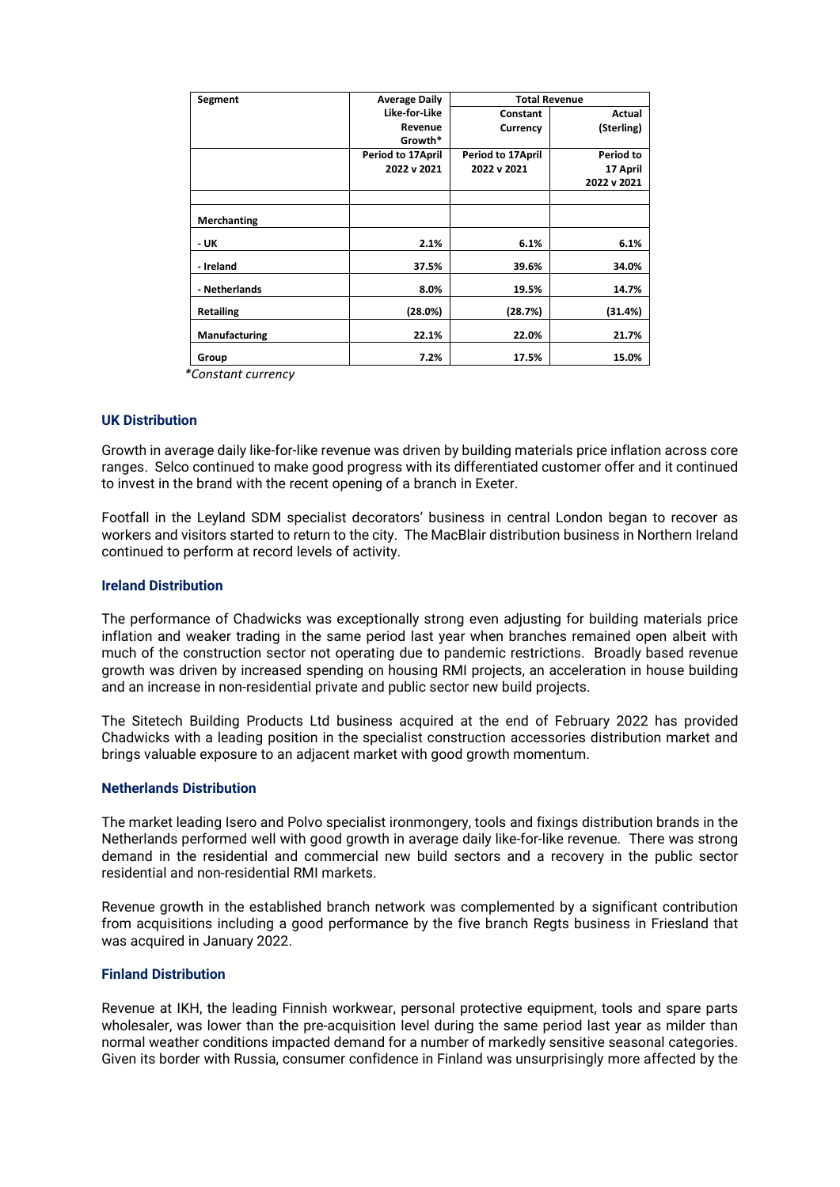| Segment | Average Daily Like-for-Like Revenue Growth* | Total Revenue | |
|---|---|---|---|
| | | Constant Currency | Actual (Sterling) |
| | Period to 17April 2022 v 2021 | Period to 17April 2022 v 2021 | Period to 17 April 2022 v 2021 |
| | | | |
| **Merchanting** | | | |
| **- UK** | 2.1% | 6.1% | 6.1% |
| **- Ireland** | 37.5% | 39.6% | 34.0% |
| **- Netherlands** | 8.0% | 19.5% | 14.7% |
| **Retailing** | (28.0%) | (28.7%) | (31.4%) |
| **Manufacturing** | 22.1% | 22.0% | 21.7% |
| **Group** | 7.2% | 17.5% | 15.0% |

*Constant currency*

### UK Distribution

Growth in average daily like-for-like revenue was driven by building materials price inflation across core ranges. Selco continued to make good progress with its differentiated customer offer and it continued to invest in the brand with the recent opening of a branch in Exeter.

Footfall in the Leyland SDM specialist decorators' business in central London began to recover as workers and visitors started to return to the city. The MacBlair distribution business in Northern Ireland continued to perform at record levels of activity.

### Ireland Distribution

The performance of Chadwicks was exceptionally strong even adjusting for building materials price inflation and weaker trading in the same period last year when branches remained open albeit with much of the construction sector not operating due to pandemic restrictions. Broadly based revenue growth was driven by increased spending on housing RMI projects, an acceleration in house building and an increase in non-residential private and public sector new build projects.

The Sitetech Building Products Ltd business acquired at the end of February 2022 has provided Chadwicks with a leading position in the specialist construction accessories distribution market and brings valuable exposure to an adjacent market with good growth momentum.

### Netherlands Distribution

The market leading Isero and Polvo specialist ironmongery, tools and fixings distribution brands in the Netherlands performed well with good growth in average daily like-for-like revenue. There was strong demand in the residential and commercial new build sectors and a recovery in the public sector residential and non-residential RMI markets.

Revenue growth in the established branch network was complemented by a significant contribution from acquisitions including a good performance by the five branch Regts business in Friesland that was acquired in January 2022.

### Finland Distribution

Revenue at IKH, the leading Finnish workwear, personal protective equipment, tools and spare parts wholesaler, was lower than the pre-acquisition level during the same period last year as milder than normal weather conditions impacted demand for a number of markedly sensitive seasonal categories. Given its border with Russia, consumer confidence in Finland was unsurprisingly more affected by the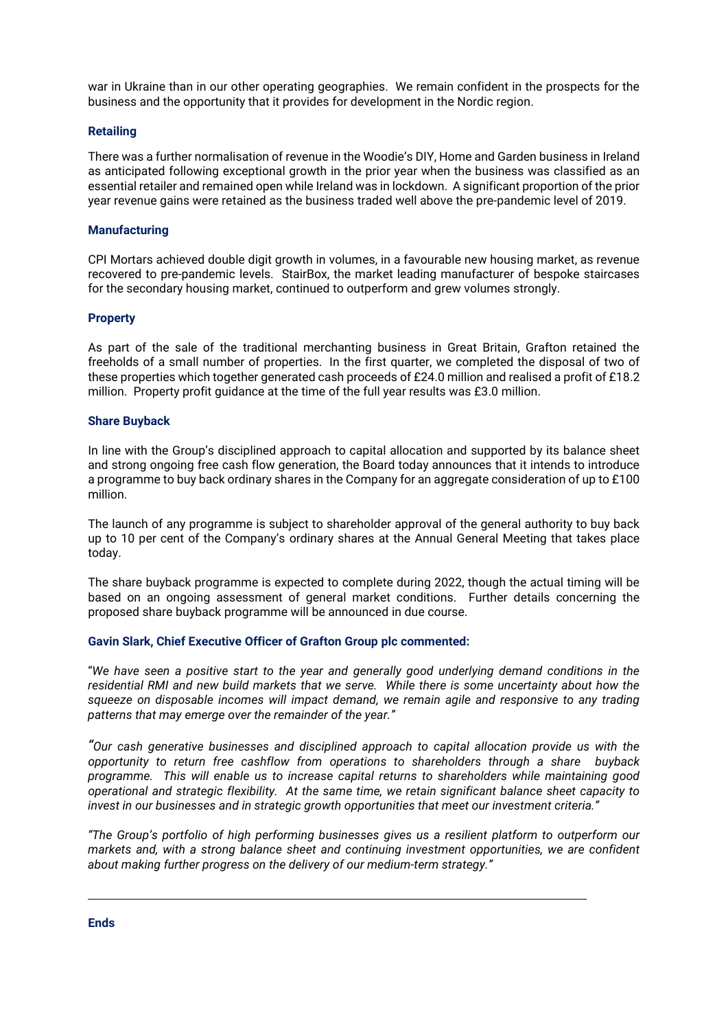war in Ukraine than in our other operating geographies. We remain confident in the prospects for the business and the opportunity that it provides for development in the Nordic region.

**Retailing**

There was a further normalisation of revenue in the Woodie's DIY, Home and Garden business in Ireland as anticipated following exceptional growth in the prior year when the business was classified as an essential retailer and remained open while Ireland was in lockdown. A significant proportion of the prior year revenue gains were retained as the business traded well above the pre-pandemic level of 2019.

**Manufacturing**

CPI Mortars achieved double digit growth in volumes, in a favourable new housing market, as revenue recovered to pre-pandemic levels. StairBox, the market leading manufacturer of bespoke staircases for the secondary housing market, continued to outperform and grew volumes strongly.

**Property**

As part of the sale of the traditional merchanting business in Great Britain, Grafton retained the freeholds of a small number of properties. In the first quarter, we completed the disposal of two of these properties which together generated cash proceeds of £24.0 million and realised a profit of £18.2 million. Property profit guidance at the time of the full year results was £3.0 million.

**Share Buyback**

In line with the Group's disciplined approach to capital allocation and supported by its balance sheet and strong ongoing free cash flow generation, the Board today announces that it intends to introduce a programme to buy back ordinary shares in the Company for an aggregate consideration of up to £100 million.

The launch of any programme is subject to shareholder approval of the general authority to buy back up to 10 per cent of the Company's ordinary shares at the Annual General Meeting that takes place today.

The share buyback programme is expected to complete during 2022, though the actual timing will be based on an ongoing assessment of general market conditions. Further details concerning the proposed share buyback programme will be announced in due course.

**Gavin Slark, Chief Executive Officer of Grafton Group plc commented:**

"*We have seen a positive start to the year and generally good underlying demand conditions in the residential RMI and new build markets that we serve. While there is some uncertainty about how the squeeze on disposable incomes will impact demand, we remain agile and responsive to any trading patterns that may emerge over the remainder of the year.*"

"*Our cash generative businesses and disciplined approach to capital allocation provide us with the opportunity to return free cashflow from operations to shareholders through a share buyback programme. This will enable us to increase capital returns to shareholders while maintaining good operational and strategic flexibility. At the same time, we retain significant balance sheet capacity to invest in our businesses and in strategic growth opportunities that meet our investment criteria.*"

"*The Group's portfolio of high performing businesses gives us a resilient platform to outperform our markets and, with a strong balance sheet and continuing investment opportunities, we are confident about making further progress on the delivery of our medium-term strategy.*"

---

**Ends**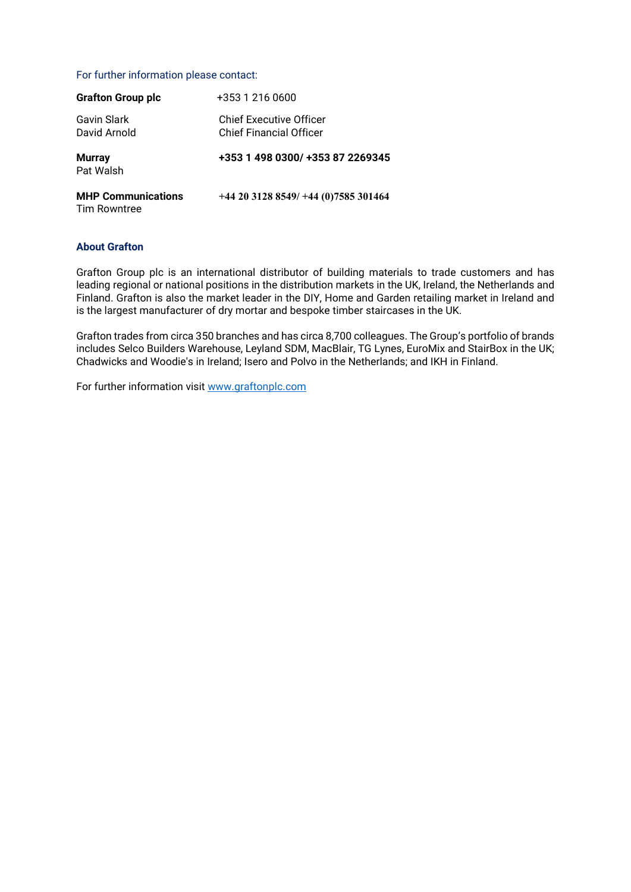For further information please contact:

| | |
|---|---|
| **Grafton Group plc** | +353 1 216 0600 |
| Gavin Slark | Chief Executive Officer |
| David Arnold | Chief Financial Officer |
| **Murray** | **+353 1 498 0300/ +353 87 2269345** |
| Pat Walsh | |
| **MHP Communications** | **+44 20 3128 8549/ +44 (0)7585 301464** |
| Tim Rowntree | |

## About Grafton

Grafton Group plc is an international distributor of building materials to trade customers and has leading regional or national positions in the distribution markets in the UK, Ireland, the Netherlands and Finland. Grafton is also the market leader in the DIY, Home and Garden retailing market in Ireland and is the largest manufacturer of dry mortar and bespoke timber staircases in the UK.

Grafton trades from circa 350 branches and has circa 8,700 colleagues. The Group's portfolio of brands includes Selco Builders Warehouse, Leyland SDM, MacBlair, TG Lynes, EuroMix and StairBox in the UK; Chadwicks and Woodie's in Ireland; Isero and Polvo in the Netherlands; and IKH in Finland.

For further information visit [www.graftonplc.com](http://www.graftonplc.com)